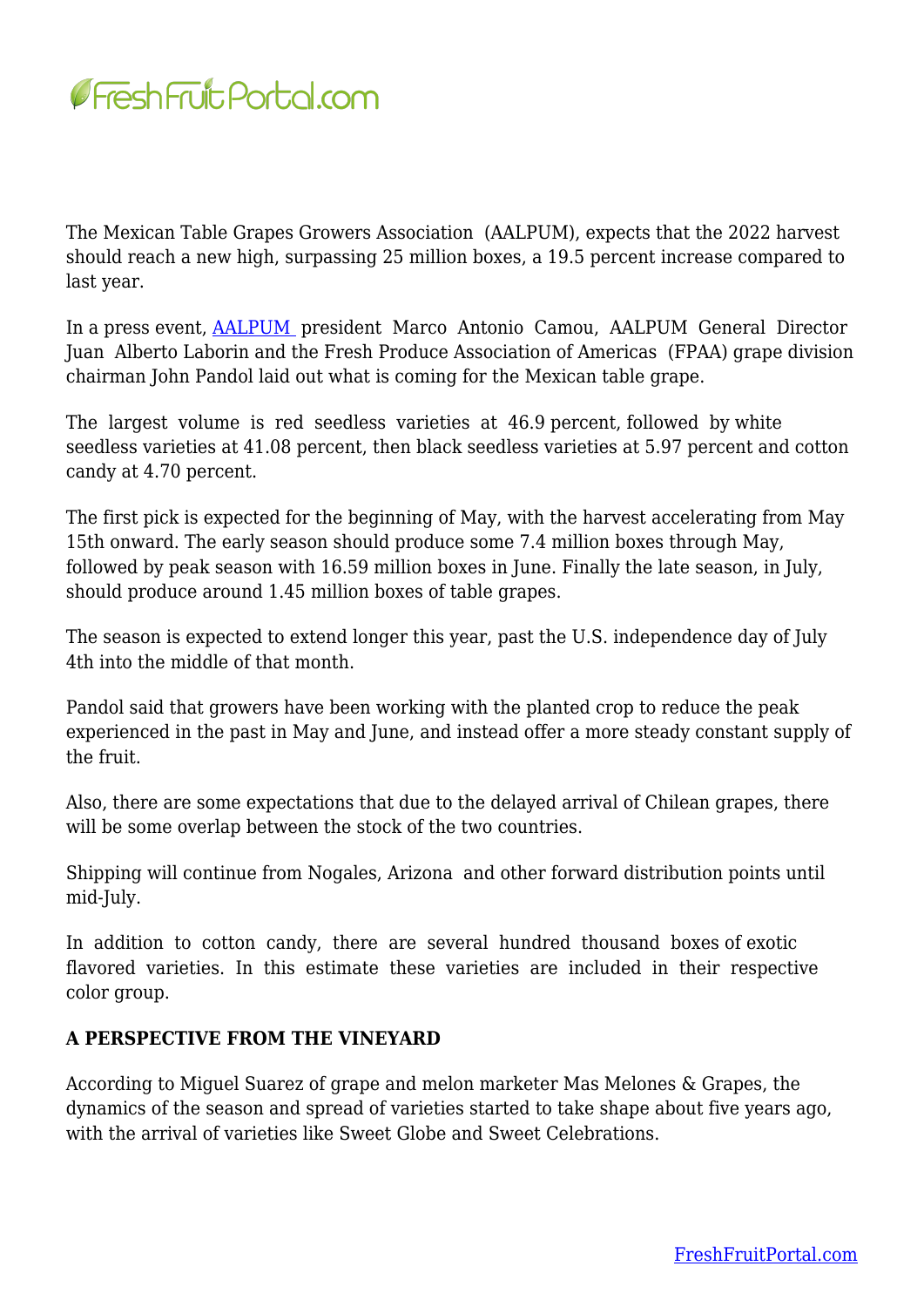The Mexican Table Grapes Growers Association (AALPUM), expects that the 2022 harvest should reach a new high, surpassing 25 million boxes, a 19.5 percent increase compared to last year.

In a press event, AALPUM president Marco Antonio Camou, AALPUM General Director Juan Alberto Laborin and the Fresh Produce Association of Americas (FPAA) grape division chairman John Pandol laid out what is coming for the Mexican table grape.

The largest volume is red seedless varieties at 46.9 percent, followed by white seedless varieties at 41.08 percent, then black seedless varieties at 5.97 percent and cotton candy at 4.70 percent.

The first pick is expected for the beginning of May, with the harvest accelerating from May 15th onward. The early season should produce some 7.4 million boxes through May, followed by peak season with 16.59 million boxes in June. Finally the late season, in July, should produce around 1.45 million boxes of table grapes.

The season is expected to extend longer this year, past the U.S. independence day of July 4th into the middle of that month.

Pandol said that growers have been working with the planted crop to reduce the peak experienced in the past in May and June, and instead offer a more steady constant supply of the fruit.

Also, there are some expectations that due to the delayed arrival of Chilean grapes, there will be some overlap between the stock of the two countries.

Shipping will continue from Nogales, Arizona and other forward distribution points until mid-July.

In addition to cotton candy, there are several hundred thousand boxes of exotic flavored varieties. In this estimate these varieties are included in their respective color group.

**A PERSPECTIVE FROM THE VINEYARD**

According to Miguel Suarez of grape and melon marketer Mas Melones & Grapes, the dynamics of the season and spread of varieties started to take shape about five years ago, with the arrival of varieties like Sweet Globe and Sweet Celebrations.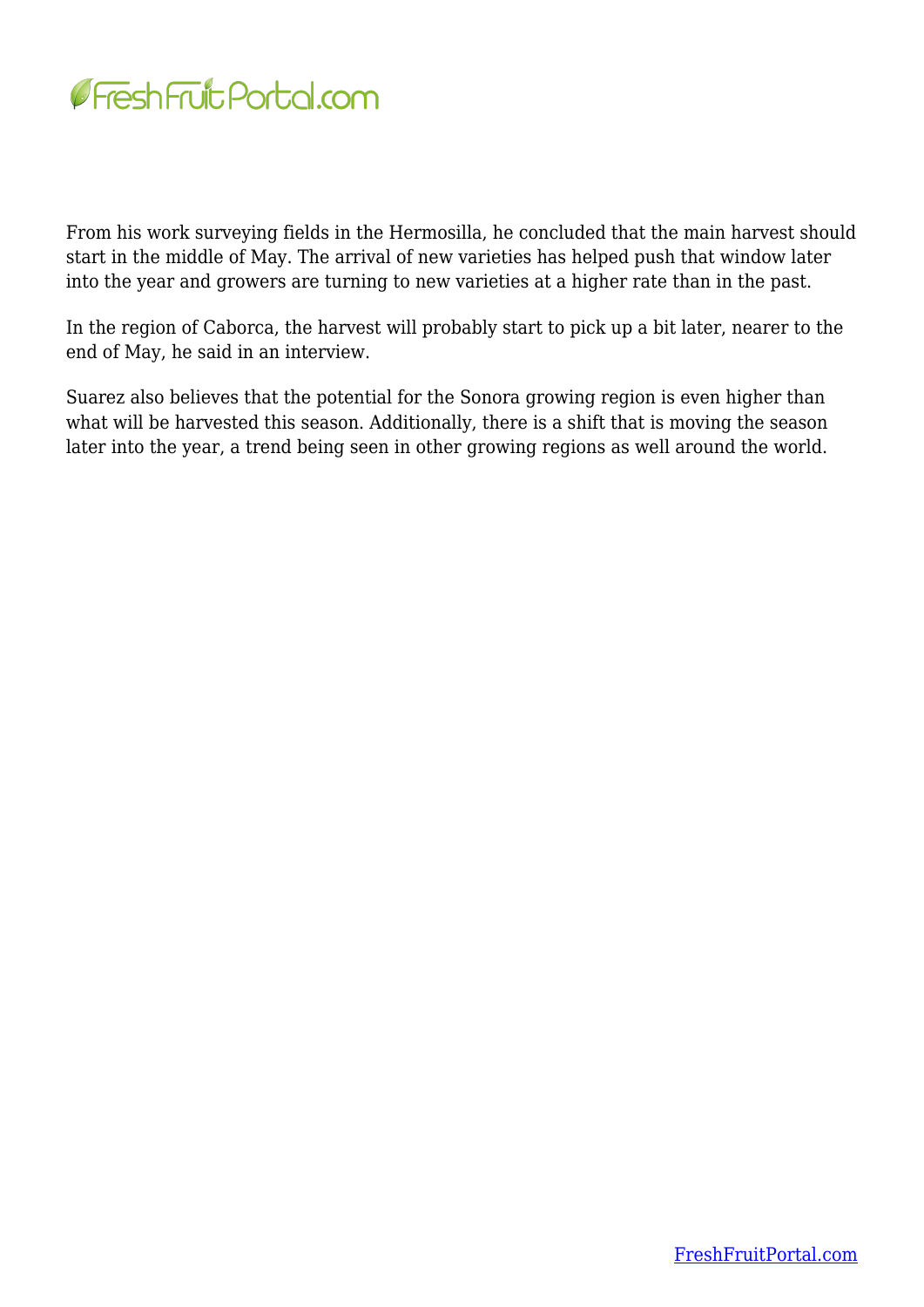From his work surveying fields in the Hermosilla, he concluded that the main harvest should start in the middle of May. The arrival of new varieties has helped push that window later into the year and growers are turning to new varieties at a higher rate than in the past.

In the region of Caborca, the harvest will probably start to pick up a bit later, nearer to the end of May, he said in an interview.

Suarez also believes that the potential for the Sonora growing region is even higher than what will be harvested this season. Additionally, there is a shift that is moving the season later into the year, a trend being seen in other growing regions as well around the world.